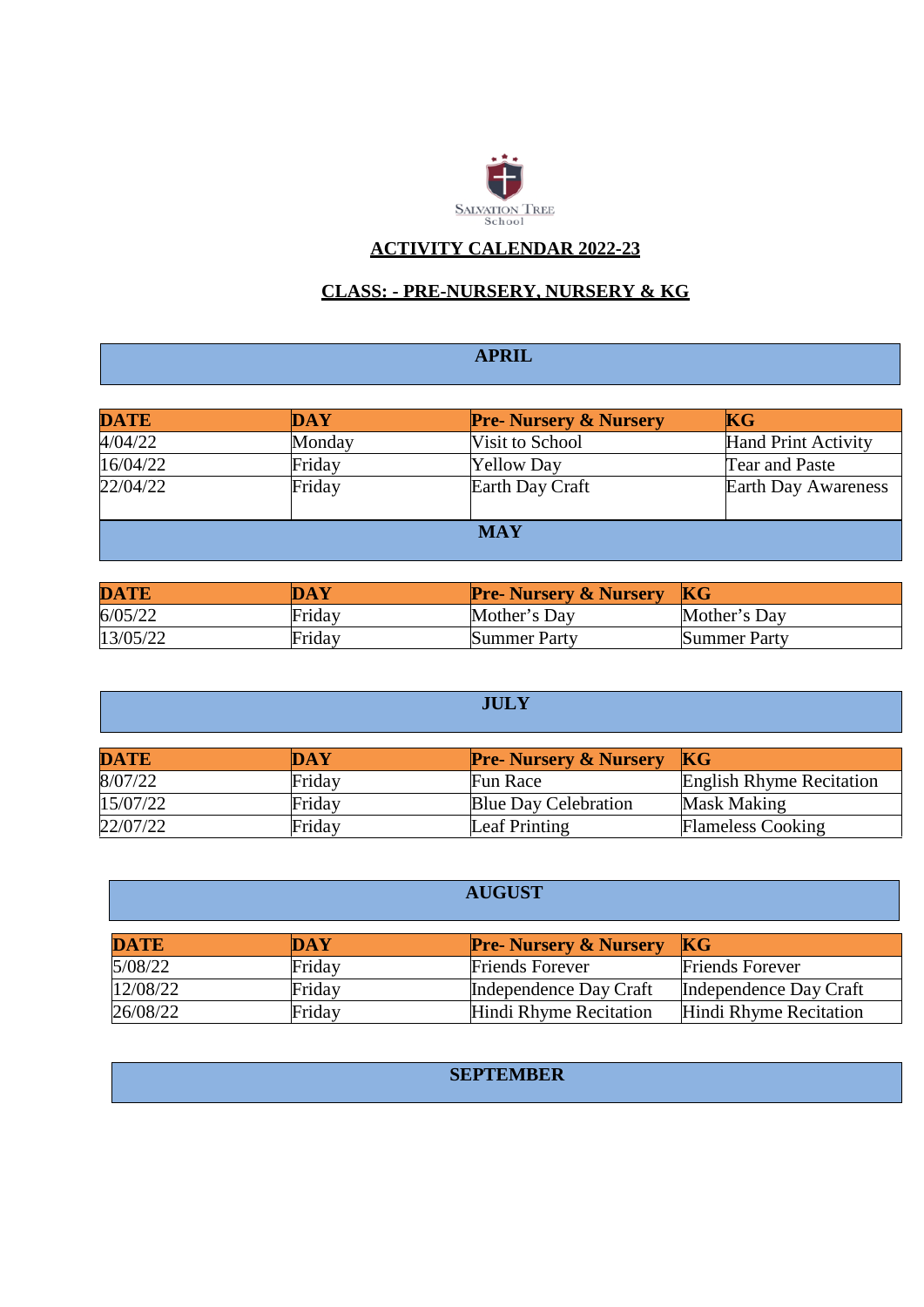Salvation Tree School

## ACTIVITY CALENDAR 2022-23

## CLASS: - PRE-NURSERY, NURSERY & KG

### APRIL

| DATE | DAY | Pre- Nursery & Nursery | KG |
|---|---|---|---|
| 4/04/22 | Monday | Visit to School | Hand Print Activity |
| 16/04/22 | Friday | Yellow Day | Tear and Paste |
| 22/04/22 | Friday | Earth Day Craft | Earth Day Awareness |

### MAY

| DATE | DAY | Pre- Nursery & Nursery | KG |
|---|---|---|---|
| 6/05/22 | Friday | Mother's Day | Mother's Day |
| 13/05/22 | Friday | Summer Party | Summer Party |

### JULY

| DATE | DAY | Pre- Nursery & Nursery | KG |
|---|---|---|---|
| 8/07/22 | Friday | Fun Race | English Rhyme Recitation |
| 15/07/22 | Friday | Blue Day Celebration | Mask Making |
| 22/07/22 | Friday | Leaf Printing | Flameless Cooking |

### AUGUST

| DATE | DAY | Pre- Nursery & Nursery | KG |
|---|---|---|---|
| 5/08/22 | Friday | Friends Forever | Friends Forever |
| 12/08/22 | Friday | Independence Day Craft | Independence Day Craft |
| 26/08/22 | Friday | Hindi Rhyme Recitation | Hindi Rhyme Recitation |

### SEPTEMBER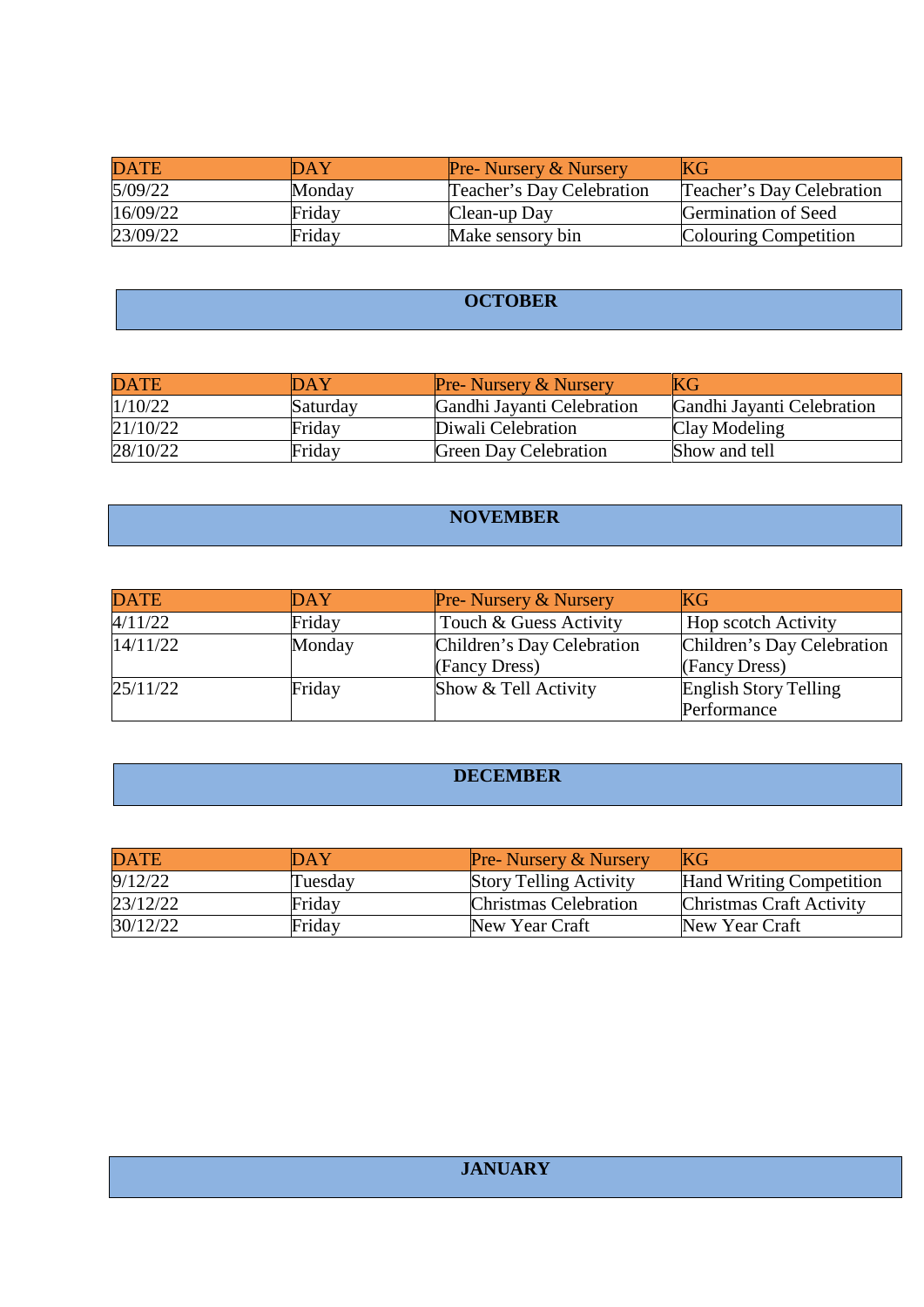| DATE | DAY | Pre- Nursery & Nursery | KG |
| --- | --- | --- | --- |
| 5/09/22 | Monday | Teacher's Day Celebration | Teacher's Day Celebration |
| 16/09/22 | Friday | Clean-up Day | Germination of Seed |
| 23/09/22 | Friday | Make sensory bin | Colouring Competition |

## OCTOBER

| DATE | DAY | Pre- Nursery & Nursery | KG |
| --- | --- | --- | --- |
| 1/10/22 | Saturday | Gandhi Jayanti Celebration | Gandhi Jayanti Celebration |
| 21/10/22 | Friday | Diwali Celebration | Clay Modeling |
| 28/10/22 | Friday | Green Day Celebration | Show and tell |

## NOVEMBER

| DATE | DAY | Pre- Nursery & Nursery | KG |
| --- | --- | --- | --- |
| 4/11/22 | Friday | Touch & Guess Activity | Hop scotch Activity |
| 14/11/22 | Monday | Children's Day Celebration (Fancy Dress) | Children's Day Celebration (Fancy Dress) |
| 25/11/22 | Friday | Show & Tell Activity | English Story Telling Performance |

## DECEMBER

| DATE | DAY | Pre- Nursery & Nursery | KG |
| --- | --- | --- | --- |
| 9/12/22 | Tuesday | Story Telling Activity | Hand Writing Competition |
| 23/12/22 | Friday | Christmas Celebration | Christmas Craft Activity |
| 30/12/22 | Friday | New Year Craft | New Year Craft |

## JANUARY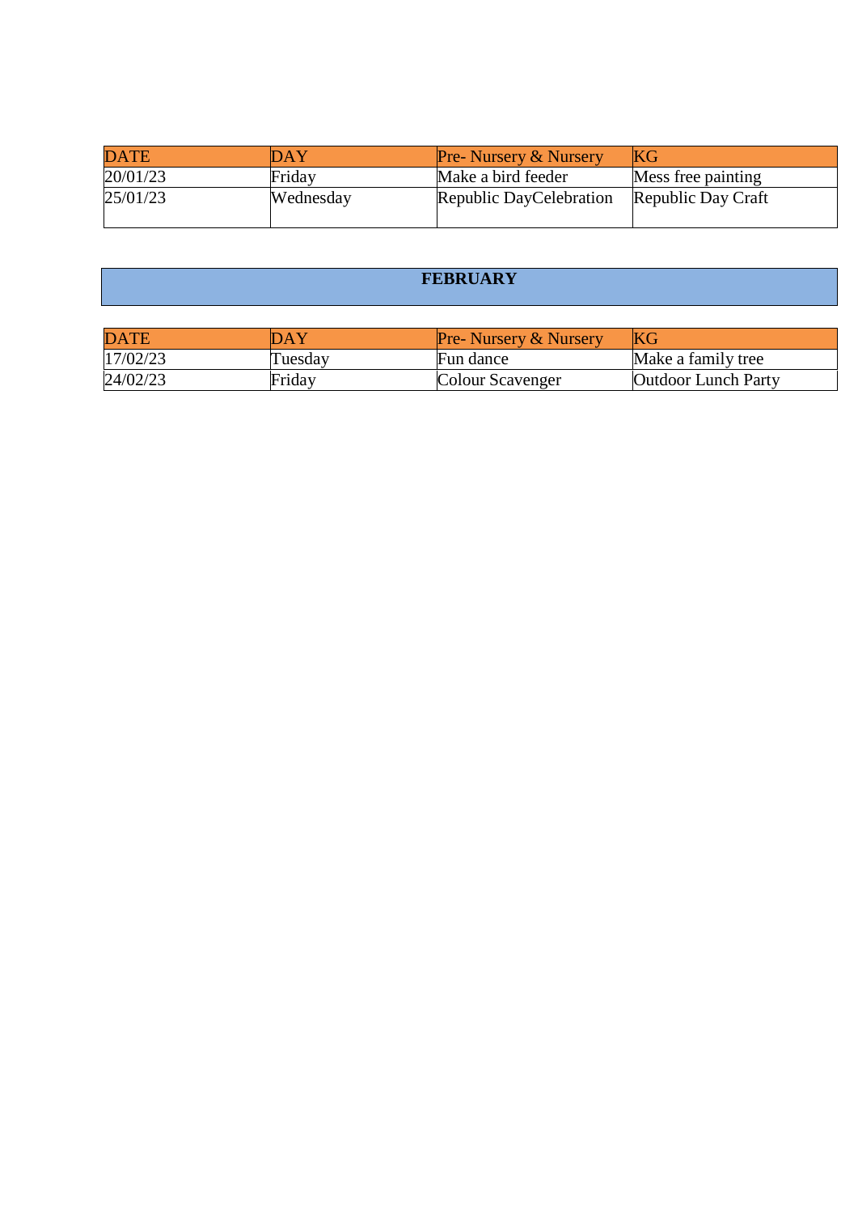| DATE | DAY | Pre- Nursery & Nursery | KG |
|---|---|---|---|
| 20/01/23 | Friday | Make a bird feeder | Mess free painting |
| 25/01/23 | Wednesday | Republic DayCelebration | Republic Day Craft |

## FEBRUARY

| DATE | DAY | Pre- Nursery & Nursery | KG |
|---|---|---|---|
| 17/02/23 | Tuesday | Fun dance | Make a family tree |
| 24/02/23 | Friday | Colour Scavenger | Outdoor Lunch Party |